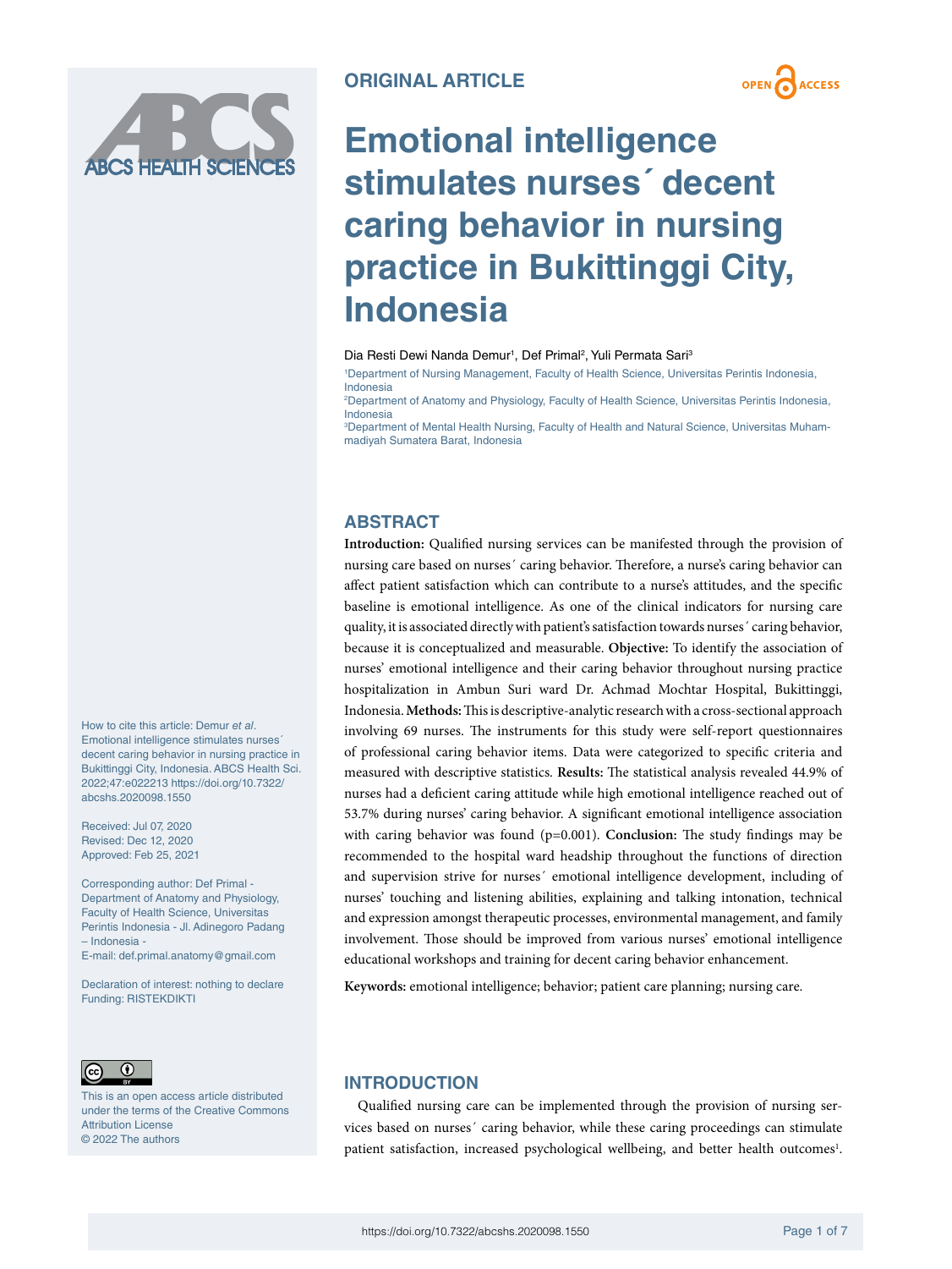ORIGINAL ARTICLE

# Emotional intelligence stimulates nurses´ decent caring behavior in nursing practice in Bukittinggi City, Indonesia

Dia Resti Dewi Nanda Demur[1], Def Primal[2], Yuli Permata Sari[3]

[1]Department of Nursing Management, Faculty of Health Science, Universitas Perintis Indonesia, Indonesia
[2]Department of Anatomy and Physiology, Faculty of Health Science, Universitas Perintis Indonesia, Indonesia
[3]Department of Mental Health Nursing, Faculty of Health and Natural Science, Universitas Muhammadiyah Sumatera Barat, Indonesia

How to cite this article: Demur *et al*. Emotional intelligence stimulates nurses´ decent caring behavior in nursing practice in Bukittinggi City, Indonesia. ABCS Health Sci. 2022;47:e022213 https://doi.org/10.7322/abcshs.2020098.1550

Received: Jul 07, 2020
Revised: Dec 12, 2020
Approved: Feb 25, 2021

Corresponding author: Def Primal - Department of Anatomy and Physiology, Faculty of Health Science, Universitas Perintis Indonesia - Jl. Adinegoro Padang – Indonesia -
E-mail: def.primal.anatomy@gmail.com

Declaration of interest: nothing to declare
Funding: RISTEKDIKTI

This is an open access article distributed under the terms of the Creative Commons Attribution License
© 2022 The authors

## ABSTRACT

**Introduction:** Qualified nursing services can be manifested through the provision of nursing care based on nurses´ caring behavior. Therefore, a nurse's caring behavior can affect patient satisfaction which can contribute to a nurse's attitudes, and the specific baseline is emotional intelligence. As one of the clinical indicators for nursing care quality, it is associated directly with patient's satisfaction towards nurses´ caring behavior, because it is conceptualized and measurable. **Objective:** To identify the association of nurses' emotional intelligence and their caring behavior throughout nursing practice hospitalization in Ambun Suri ward Dr. Achmad Mochtar Hospital, Bukittinggi, Indonesia. **Methods:** This is descriptive-analytic research with a cross-sectional approach involving 69 nurses. The instruments for this study were self-report questionnaires of professional caring behavior items. Data were categorized to specific criteria and measured with descriptive statistics. **Results:** The statistical analysis revealed 44.9% of nurses had a deficient caring attitude while high emotional intelligence reached out of 53.7% during nurses' caring behavior. A significant emotional intelligence association with caring behavior was found (p=0.001). **Conclusion:** The study findings may be recommended to the hospital ward headship throughout the functions of direction and supervision strive for nurses´ emotional intelligence development, including of nurses' touching and listening abilities, explaining and talking intonation, technical and expression amongst therapeutic processes, environmental management, and family involvement. Those should be improved from various nurses' emotional intelligence educational workshops and training for decent caring behavior enhancement.

**Keywords:** emotional intelligence; behavior; patient care planning; nursing care.

## INTRODUCTION

Qualified nursing care can be implemented through the provision of nursing services based on nurses´ caring behavior, while these caring proceedings can stimulate patient satisfaction, increased psychological wellbeing, and better health outcomes[1].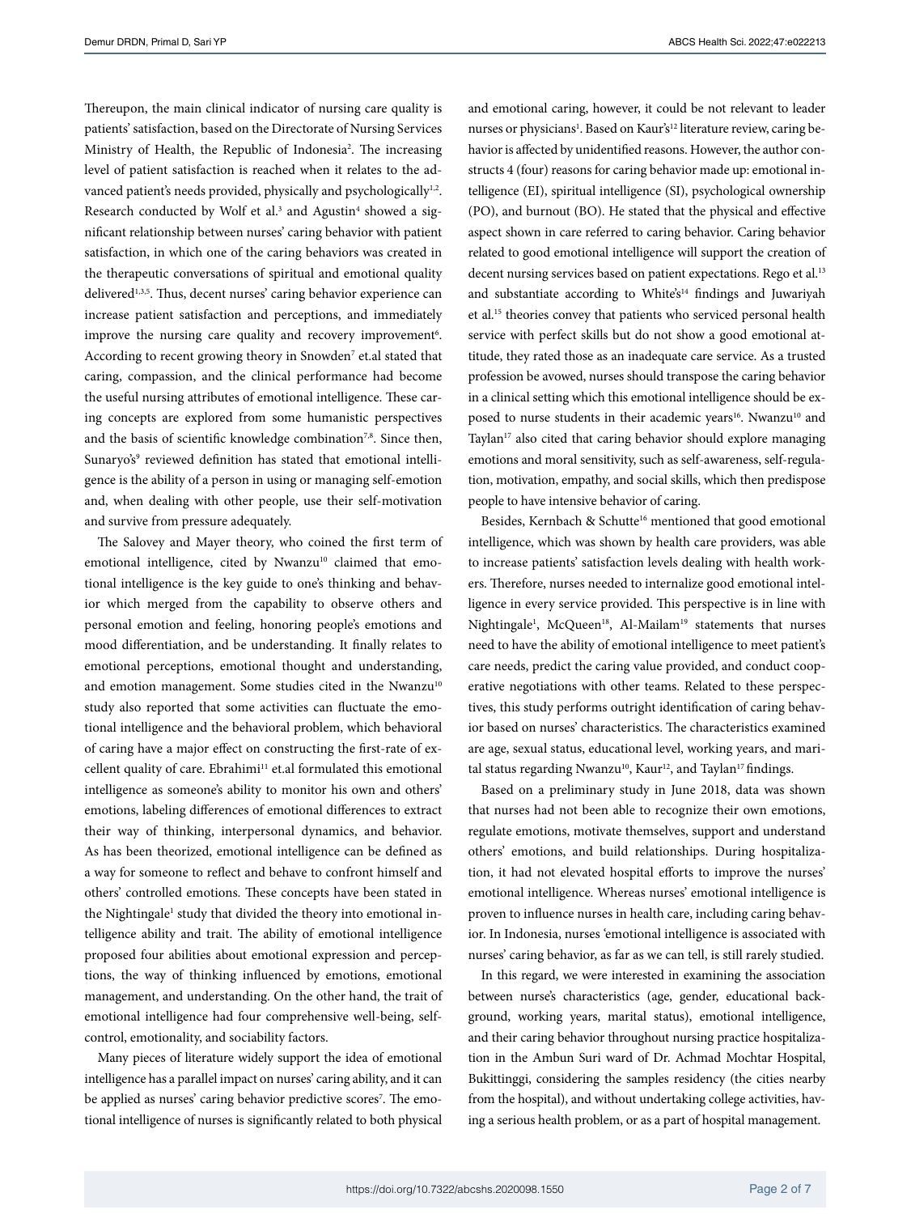Thereupon, the main clinical indicator of nursing care quality is patients' satisfaction, based on the Directorate of Nursing Services Ministry of Health, the Republic of Indonesia[2]. The increasing level of patient satisfaction is reached when it relates to the advanced patient's needs provided, physically and psychologically[1,2]. Research conducted by Wolf et al.[3] and Agustin[4] showed a significant relationship between nurses' caring behavior with patient satisfaction, in which one of the caring behaviors was created in the therapeutic conversations of spiritual and emotional quality delivered[1,3,5]. Thus, decent nurses' caring behavior experience can increase patient satisfaction and perceptions, and immediately improve the nursing care quality and recovery improvement[6]. According to recent growing theory in Snowden[7] et.al stated that caring, compassion, and the clinical performance had become the useful nursing attributes of emotional intelligence. These caring concepts are explored from some humanistic perspectives and the basis of scientific knowledge combination[7,8]. Since then, Sunaryo's[9] reviewed definition has stated that emotional intelligence is the ability of a person in using or managing self-emotion and, when dealing with other people, use their self-motivation and survive from pressure adequately.

The Salovey and Mayer theory, who coined the first term of emotional intelligence, cited by Nwanzu[10] claimed that emotional intelligence is the key guide to one's thinking and behavior which merged from the capability to observe others and personal emotion and feeling, honoring people's emotions and mood differentiation, and be understanding. It finally relates to emotional perceptions, emotional thought and understanding, and emotion management. Some studies cited in the Nwanzu[10] study also reported that some activities can fluctuate the emotional intelligence and the behavioral problem, which behavioral of caring have a major effect on constructing the first-rate of excellent quality of care. Ebrahimi[11] et.al formulated this emotional intelligence as someone's ability to monitor his own and others' emotions, labeling differences of emotional differences to extract their way of thinking, interpersonal dynamics, and behavior. As has been theorized, emotional intelligence can be defined as a way for someone to reflect and behave to confront himself and others' controlled emotions. These concepts have been stated in the Nightingale[1] study that divided the theory into emotional intelligence ability and trait. The ability of emotional intelligence proposed four abilities about emotional expression and perceptions, the way of thinking influenced by emotions, emotional management, and understanding. On the other hand, the trait of emotional intelligence had four comprehensive well-being, self-control, emotionality, and sociability factors.

Many pieces of literature widely support the idea of emotional intelligence has a parallel impact on nurses' caring ability, and it can be applied as nurses' caring behavior predictive scores[7]. The emotional intelligence of nurses is significantly related to both physical and emotional caring, however, it could be not relevant to leader nurses or physicians[1]. Based on Kaur's[12] literature review, caring behavior is affected by unidentified reasons. However, the author constructs 4 (four) reasons for caring behavior made up: emotional intelligence (EI), spiritual intelligence (SI), psychological ownership (PO), and burnout (BO). He stated that the physical and effective aspect shown in care referred to caring behavior. Caring behavior related to good emotional intelligence will support the creation of decent nursing services based on patient expectations. Rego et al.[13] and substantiate according to White's[14] findings and Juwariyah et al.[15] theories convey that patients who serviced personal health service with perfect skills but do not show a good emotional attitude, they rated those as an inadequate care service. As a trusted profession be avowed, nurses should transpose the caring behavior in a clinical setting which this emotional intelligence should be exposed to nurse students in their academic years[16]. Nwanzu[10] and Taylan[17] also cited that caring behavior should explore managing emotions and moral sensitivity, such as self-awareness, self-regulation, motivation, empathy, and social skills, which then predispose people to have intensive behavior of caring.

Besides, Kernbach & Schutte[16] mentioned that good emotional intelligence, which was shown by health care providers, was able to increase patients' satisfaction levels dealing with health workers. Therefore, nurses needed to internalize good emotional intelligence in every service provided. This perspective is in line with Nightingale[1], McQueen[18], Al-Mailam[19] statements that nurses need to have the ability of emotional intelligence to meet patient's care needs, predict the caring value provided, and conduct cooperative negotiations with other teams. Related to these perspectives, this study performs outright identification of caring behavior based on nurses' characteristics. The characteristics examined are age, sexual status, educational level, working years, and marital status regarding Nwanzu[10], Kaur[12], and Taylan[17] findings.

Based on a preliminary study in June 2018, data was shown that nurses had not been able to recognize their own emotions, regulate emotions, motivate themselves, support and understand others' emotions, and build relationships. During hospitalization, it had not elevated hospital efforts to improve the nurses' emotional intelligence. Whereas nurses' emotional intelligence is proven to influence nurses in health care, including caring behavior. In Indonesia, nurses 'emotional intelligence is associated with nurses' caring behavior, as far as we can tell, is still rarely studied.

In this regard, we were interested in examining the association between nurse's characteristics (age, gender, educational background, working years, marital status), emotional intelligence, and their caring behavior throughout nursing practice hospitalization in the Ambun Suri ward of Dr. Achmad Mochtar Hospital, Bukittinggi, considering the samples residency (the cities nearby from the hospital), and without undertaking college activities, having a serious health problem, or as a part of hospital management.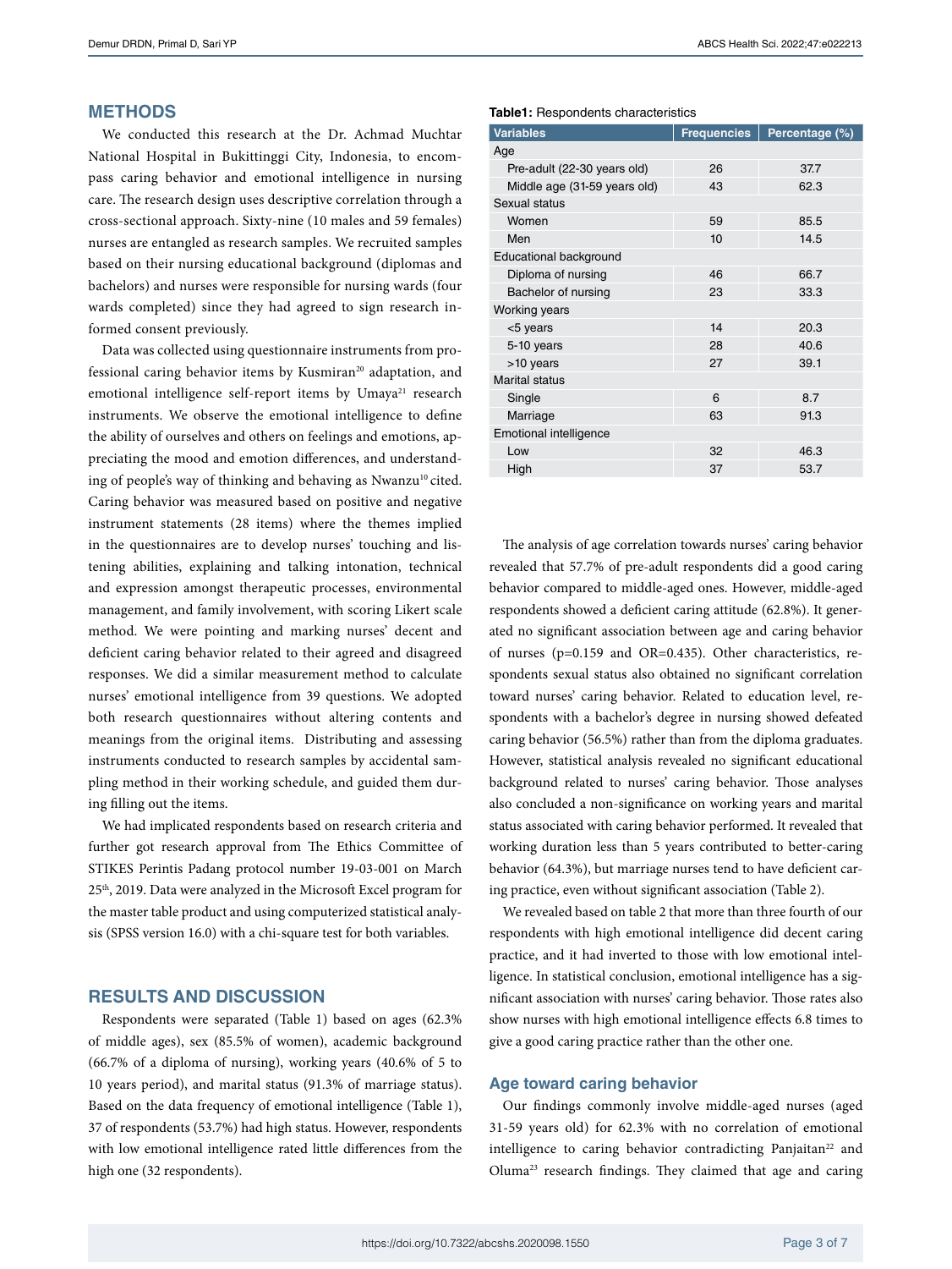## METHODS

We conducted this research at the Dr. Achmad Muchtar National Hospital in Bukittinggi City, Indonesia, to encompass caring behavior and emotional intelligence in nursing care. The research design uses descriptive correlation through a cross-sectional approach. Sixty-nine (10 males and 59 females) nurses are entangled as research samples. We recruited samples based on their nursing educational background (diplomas and bachelors) and nurses were responsible for nursing wards (four wards completed) since they had agreed to sign research informed consent previously.

Data was collected using questionnaire instruments from professional caring behavior items by Kusmiran[20] adaptation, and emotional intelligence self-report items by Umaya[21] research instruments. We observe the emotional intelligence to define the ability of ourselves and others on feelings and emotions, appreciating the mood and emotion differences, and understanding of people's way of thinking and behaving as Nwanzu[10] cited. Caring behavior was measured based on positive and negative instrument statements (28 items) where the themes implied in the questionnaires are to develop nurses' touching and listening abilities, explaining and talking intonation, technical and expression amongst therapeutic processes, environmental management, and family involvement, with scoring Likert scale method. We were pointing and marking nurses' decent and deficient caring behavior related to their agreed and disagreed responses. We did a similar measurement method to calculate nurses' emotional intelligence from 39 questions. We adopted both research questionnaires without altering contents and meanings from the original items. Distributing and assessing instruments conducted to research samples by accidental sampling method in their working schedule, and guided them during filling out the items.

We had implicated respondents based on research criteria and further got research approval from The Ethics Committee of STIKES Perintis Padang protocol number 19-03-001 on March 25th, 2019. Data were analyzed in the Microsoft Excel program for the master table product and using computerized statistical analysis (SPSS version 16.0) with a chi-square test for both variables.

## RESULTS AND DISCUSSION

Respondents were separated (Table 1) based on ages (62.3% of middle ages), sex (85.5% of women), academic background (66.7% of a diploma of nursing), working years (40.6% of 5 to 10 years period), and marital status (91.3% of marriage status). Based on the data frequency of emotional intelligence (Table 1), 37 of respondents (53.7%) had high status. However, respondents with low emotional intelligence rated little differences from the high one (32 respondents).

**Table1:** Respondents characteristics

| Variables | Frequencies | Percentage (%) |
|---|---|---|
| Age | | |
| Pre-adult (22-30 years old) | 26 | 37.7 |
| Middle age (31-59 years old) | 43 | 62.3 |
| Sexual status | | |
| Women | 59 | 85.5 |
| Men | 10 | 14.5 |
| Educational background | | |
| Diploma of nursing | 46 | 66.7 |
| Bachelor of nursing | 23 | 33.3 |
| Working years | | |
| <5 years | 14 | 20.3 |
| 5-10 years | 28 | 40.6 |
| >10 years | 27 | 39.1 |
| Marital status | | |
| Single | 6 | 8.7 |
| Marriage | 63 | 91.3 |
| Emotional intelligence | | |
| Low | 32 | 46.3 |
| High | 37 | 53.7 |

The analysis of age correlation towards nurses' caring behavior revealed that 57.7% of pre-adult respondents did a good caring behavior compared to middle-aged ones. However, middle-aged respondents showed a deficient caring attitude (62.8%). It generated no significant association between age and caring behavior of nurses (p=0.159 and OR=0.435). Other characteristics, respondents sexual status also obtained no significant correlation toward nurses' caring behavior. Related to education level, respondents with a bachelor's degree in nursing showed defeated caring behavior (56.5%) rather than from the diploma graduates. However, statistical analysis revealed no significant educational background related to nurses' caring behavior. Those analyses also concluded a non-significance on working years and marital status associated with caring behavior performed. It revealed that working duration less than 5 years contributed to better-caring behavior (64.3%), but marriage nurses tend to have deficient caring practice, even without significant association (Table 2).

We revealed based on table 2 that more than three fourth of our respondents with high emotional intelligence did decent caring practice, and it had inverted to those with low emotional intelligence. In statistical conclusion, emotional intelligence has a significant association with nurses' caring behavior. Those rates also show nurses with high emotional intelligence effects 6.8 times to give a good caring practice rather than the other one.

### Age toward caring behavior

Our findings commonly involve middle-aged nurses (aged 31-59 years old) for 62.3% with no correlation of emotional intelligence to caring behavior contradicting Panjaitan[22] and Oluma[23] research findings. They claimed that age and caring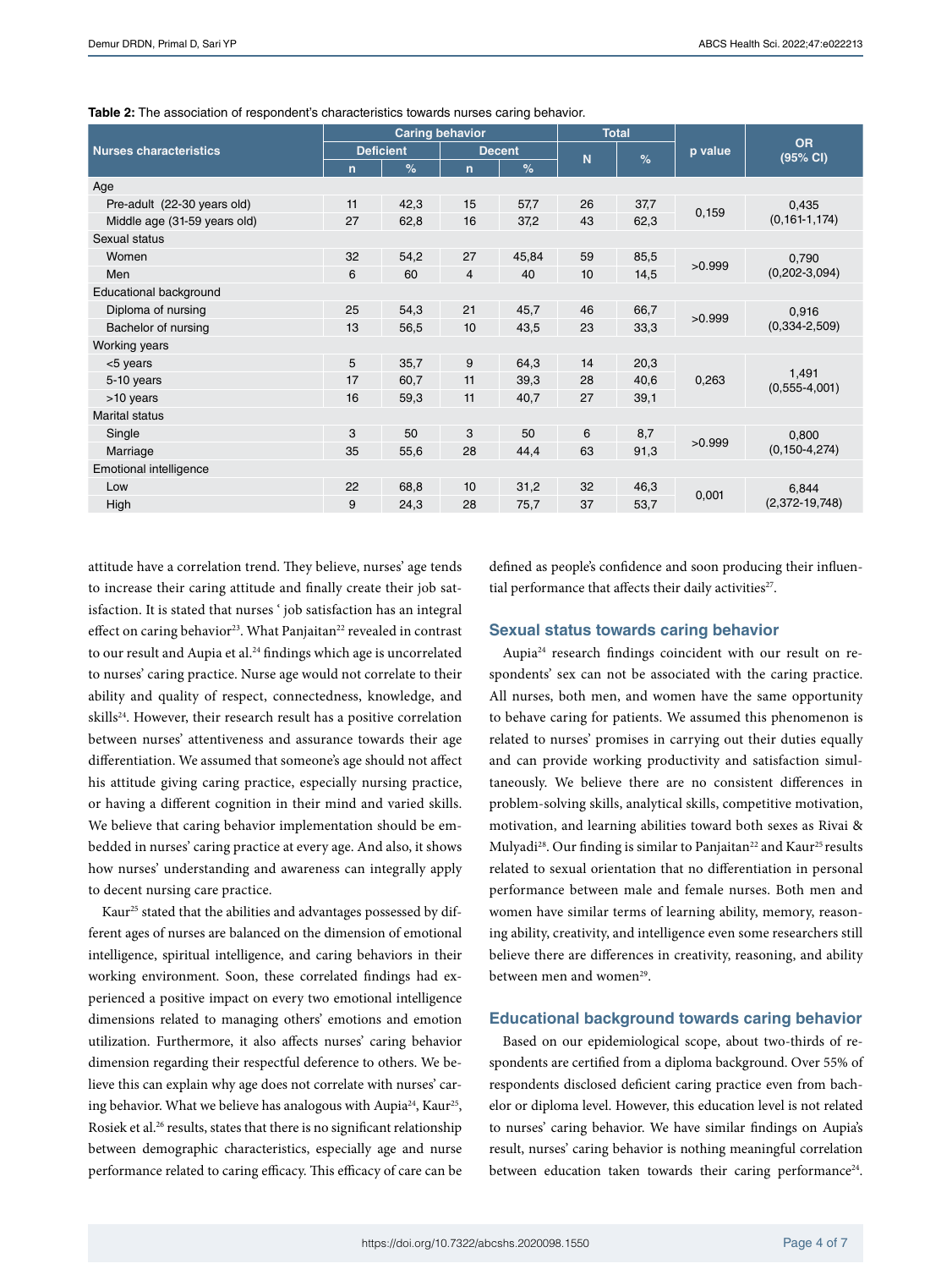**Table 2:** The association of respondent's characteristics towards nurses caring behavior.

| Nurses characteristics | Caring behavior | | | | Total | | p value | OR (95% CI) |
|---|---|---|---|---|---|---|---|---|
| | Deficient | | Decent | | N | % | | |
| | n | % | n | % | | | | |
| Age | | | | | | | | |
| Pre-adult (22-30 years old) | 11 | 42,3 | 15 | 57,7 | 26 | 37,7 | 0,159 | 0,435 (0,161-1,174) |
| Middle age (31-59 years old) | 27 | 62,8 | 16 | 37,2 | 43 | 62,3 | | |
| Sexual status | | | | | | | | |
| Women | 32 | 54,2 | 27 | 45,84 | 59 | 85,5 | >0.999 | 0,790 (0,202-3,094) |
| Men | 6 | 60 | 4 | 40 | 10 | 14,5 | | |
| Educational background | | | | | | | | |
| Diploma of nursing | 25 | 54,3 | 21 | 45,7 | 46 | 66,7 | >0.999 | 0,916 (0,334-2,509) |
| Bachelor of nursing | 13 | 56,5 | 10 | 43,5 | 23 | 33,3 | | |
| Working years | | | | | | | | |
| <5 years | 5 | 35,7 | 9 | 64,3 | 14 | 20,3 | 0,263 | 1,491 (0,555-4,001) |
| 5-10 years | 17 | 60,7 | 11 | 39,3 | 28 | 40,6 | | |
| >10 years | 16 | 59,3 | 11 | 40,7 | 27 | 39,1 | | |
| Marital status | | | | | | | | |
| Single | 3 | 50 | 3 | 50 | 6 | 8,7 | >0.999 | 0,800 (0,150-4,274) |
| Marriage | 35 | 55,6 | 28 | 44,4 | 63 | 91,3 | | |
| Emotional intelligence | | | | | | | | |
| Low | 22 | 68,8 | 10 | 31,2 | 32 | 46,3 | 0,001 | 6,844 (2,372-19,748) |
| High | 9 | 24,3 | 28 | 75,7 | 37 | 53,7 | | |

attitude have a correlation trend. They believe, nurses' age tends to increase their caring attitude and finally create their job satisfaction. It is stated that nurses ' job satisfaction has an integral effect on caring behavior[23]. What Panjaitan[22] revealed in contrast to our result and Aupia et al.[24] findings which age is uncorrelated to nurses' caring practice. Nurse age would not correlate to their ability and quality of respect, connectedness, knowledge, and skills[24]. However, their research result has a positive correlation between nurses' attentiveness and assurance towards their age differentiation. We assumed that someone's age should not affect his attitude giving caring practice, especially nursing practice, or having a different cognition in their mind and varied skills. We believe that caring behavior implementation should be embedded in nurses' caring practice at every age. And also, it shows how nurses' understanding and awareness can integrally apply to decent nursing care practice.

Kaur[25] stated that the abilities and advantages possessed by different ages of nurses are balanced on the dimension of emotional intelligence, spiritual intelligence, and caring behaviors in their working environment. Soon, these correlated findings had experienced a positive impact on every two emotional intelligence dimensions related to managing others' emotions and emotion utilization. Furthermore, it also affects nurses' caring behavior dimension regarding their respectful deference to others. We believe this can explain why age does not correlate with nurses' caring behavior. What we believe has analogous with Aupia[24], Kaur[25], Rosiek et al.[26] results, states that there is no significant relationship between demographic characteristics, especially age and nurse performance related to caring efficacy. This efficacy of care can be defined as people's confidence and soon producing their influential performance that affects their daily activities[27].

### Sexual status towards caring behavior

Aupia[24] research findings coincident with our result on respondents' sex can not be associated with the caring practice. All nurses, both men, and women have the same opportunity to behave caring for patients. We assumed this phenomenon is related to nurses' promises in carrying out their duties equally and can provide working productivity and satisfaction simultaneously. We believe there are no consistent differences in problem-solving skills, analytical skills, competitive motivation, motivation, and learning abilities toward both sexes as Rivai & Mulyadi[28]. Our finding is similar to Panjaitan[22] and Kaur[25] results related to sexual orientation that no differentiation in personal performance between male and female nurses. Both men and women have similar terms of learning ability, memory, reasoning ability, creativity, and intelligence even some researchers still believe there are differences in creativity, reasoning, and ability between men and women[29].

### Educational background towards caring behavior

Based on our epidemiological scope, about two-thirds of respondents are certified from a diploma background. Over 55% of respondents disclosed deficient caring practice even from bachelor or diploma level. However, this education level is not related to nurses' caring behavior. We have similar findings on Aupia's result, nurses' caring behavior is nothing meaningful correlation between education taken towards their caring performance[24].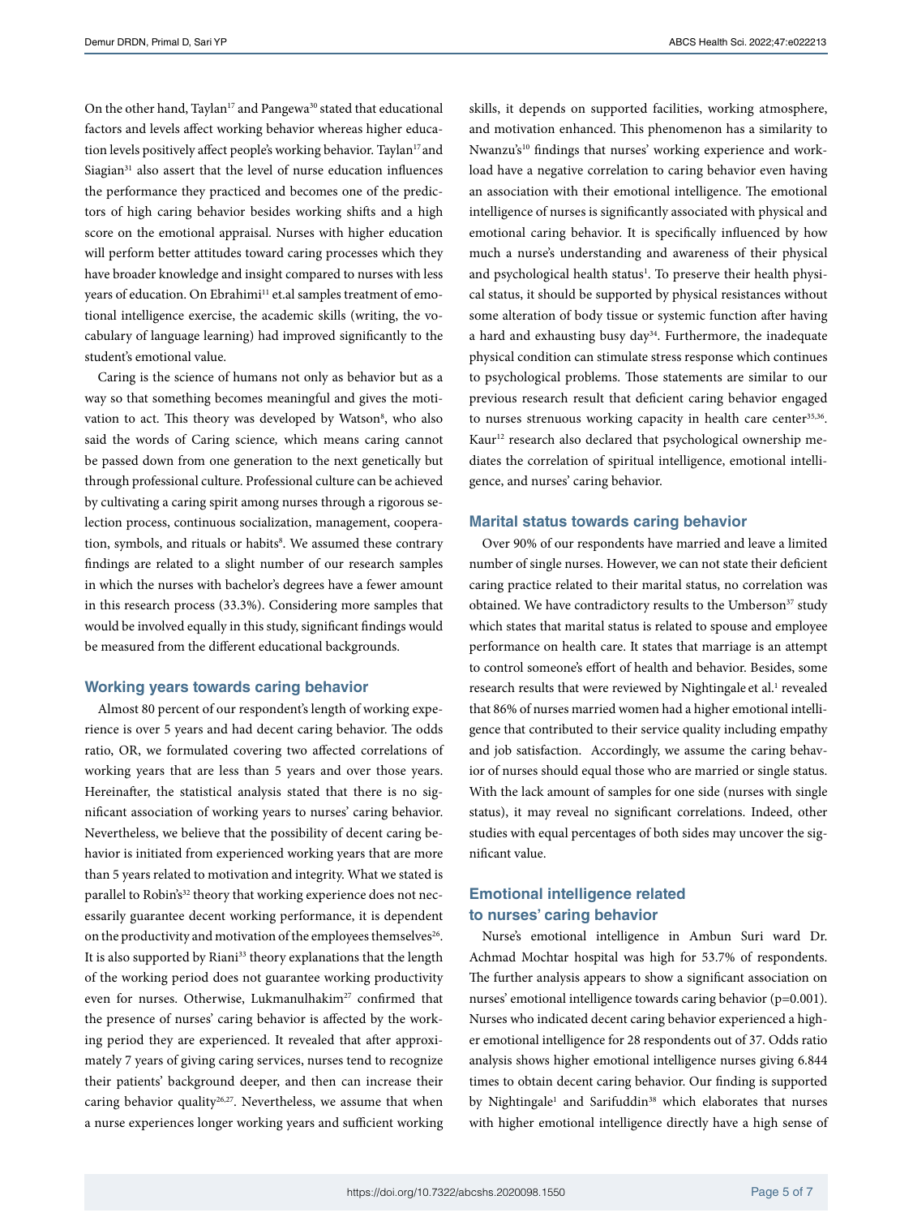On the other hand, Taylan[17] and Pangewa[30] stated that educational factors and levels affect working behavior whereas higher education levels positively affect people's working behavior. Taylan[17] and Siagian[31] also assert that the level of nurse education influences the performance they practiced and becomes one of the predictors of high caring behavior besides working shifts and a high score on the emotional appraisal. Nurses with higher education will perform better attitudes toward caring processes which they have broader knowledge and insight compared to nurses with less years of education. On Ebrahimi[11] et.al samples treatment of emotional intelligence exercise, the academic skills (writing, the vocabulary of language learning) had improved significantly to the student's emotional value.

Caring is the science of humans not only as behavior but as a way so that something becomes meaningful and gives the motivation to act. This theory was developed by Watson[8], who also said the words of Caring science, which means caring cannot be passed down from one generation to the next genetically but through professional culture. Professional culture can be achieved by cultivating a caring spirit among nurses through a rigorous selection process, continuous socialization, management, cooperation, symbols, and rituals or habits[8]. We assumed these contrary findings are related to a slight number of our research samples in which the nurses with bachelor's degrees have a fewer amount in this research process (33.3%). Considering more samples that would be involved equally in this study, significant findings would be measured from the different educational backgrounds.

## Working years towards caring behavior

Almost 80 percent of our respondent's length of working experience is over 5 years and had decent caring behavior. The odds ratio, OR, we formulated covering two affected correlations of working years that are less than 5 years and over those years. Hereinafter, the statistical analysis stated that there is no significant association of working years to nurses' caring behavior. Nevertheless, we believe that the possibility of decent caring behavior is initiated from experienced working years that are more than 5 years related to motivation and integrity. What we stated is parallel to Robin's[32] theory that working experience does not necessarily guarantee decent working performance, it is dependent on the productivity and motivation of the employees themselves[26]. It is also supported by Riani[33] theory explanations that the length of the working period does not guarantee working productivity even for nurses. Otherwise, Lukmanulhakim[27] confirmed that the presence of nurses' caring behavior is affected by the working period they are experienced. It revealed that after approximately 7 years of giving caring services, nurses tend to recognize their patients' background deeper, and then can increase their caring behavior quality[26,27]. Nevertheless, we assume that when a nurse experiences longer working years and sufficient working skills, it depends on supported facilities, working atmosphere, and motivation enhanced. This phenomenon has a similarity to Nwanzu's[10] findings that nurses' working experience and workload have a negative correlation to caring behavior even having an association with their emotional intelligence. The emotional intelligence of nurses is significantly associated with physical and emotional caring behavior. It is specifically influenced by how much a nurse's understanding and awareness of their physical and psychological health status[1]. To preserve their health physical status, it should be supported by physical resistances without some alteration of body tissue or systemic function after having a hard and exhausting busy day[34]. Furthermore, the inadequate physical condition can stimulate stress response which continues to psychological problems. Those statements are similar to our previous research result that deficient caring behavior engaged to nurses strenuous working capacity in health care center[35,36]. Kaur[12] research also declared that psychological ownership mediates the correlation of spiritual intelligence, emotional intelligence, and nurses' caring behavior.

## Marital status towards caring behavior

Over 90% of our respondents have married and leave a limited number of single nurses. However, we can not state their deficient caring practice related to their marital status, no correlation was obtained. We have contradictory results to the Umberson[37] study which states that marital status is related to spouse and employee performance on health care. It states that marriage is an attempt to control someone's effort of health and behavior. Besides, some research results that were reviewed by Nightingale et al.[1] revealed that 86% of nurses married women had a higher emotional intelligence that contributed to their service quality including empathy and job satisfaction. Accordingly, we assume the caring behavior of nurses should equal those who are married or single status. With the lack amount of samples for one side (nurses with single status), it may reveal no significant correlations. Indeed, other studies with equal percentages of both sides may uncover the significant value.

## Emotional intelligence related to nurses' caring behavior

Nurse's emotional intelligence in Ambun Suri ward Dr. Achmad Mochtar hospital was high for 53.7% of respondents. The further analysis appears to show a significant association on nurses' emotional intelligence towards caring behavior ($p=0.001$). Nurses who indicated decent caring behavior experienced a higher emotional intelligence for 28 respondents out of 37. Odds ratio analysis shows higher emotional intelligence nurses giving 6.844 times to obtain decent caring behavior. Our finding is supported by Nightingale[1] and Sarifuddin[38] which elaborates that nurses with higher emotional intelligence directly have a high sense of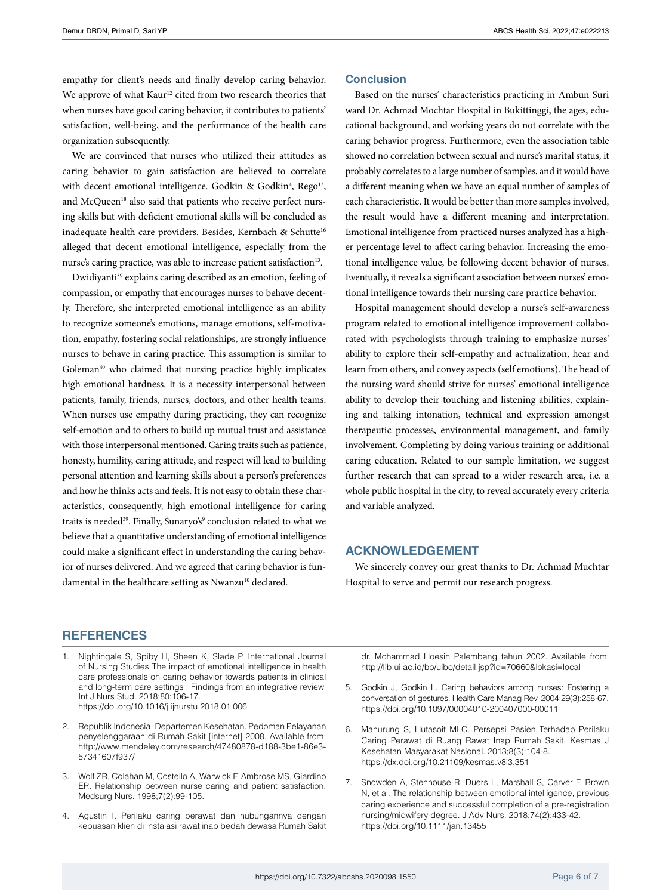empathy for client's needs and finally develop caring behavior. We approve of what Kaur[12] cited from two research theories that when nurses have good caring behavior, it contributes to patients' satisfaction, well-being, and the performance of the health care organization subsequently.

We are convinced that nurses who utilized their attitudes as caring behavior to gain satisfaction are believed to correlate with decent emotional intelligence. Godkin & Godkin[4], Rego[13], and McQueen[18] also said that patients who receive perfect nursing skills but with deficient emotional skills will be concluded as inadequate health care providers. Besides, Kernbach & Schutte[16] alleged that decent emotional intelligence, especially from the nurse's caring practice, was able to increase patient satisfaction[13].

Dwidiyanti[39] explains caring described as an emotion, feeling of compassion, or empathy that encourages nurses to behave decently. Therefore, she interpreted emotional intelligence as an ability to recognize someone's emotions, manage emotions, self-motivation, empathy, fostering social relationships, are strongly influence nurses to behave in caring practice. This assumption is similar to Goleman[40] who claimed that nursing practice highly implicates high emotional hardness. It is a necessity interpersonal between patients, family, friends, nurses, doctors, and other health teams. When nurses use empathy during practicing, they can recognize self-emotion and to others to build up mutual trust and assistance with those interpersonal mentioned. Caring traits such as patience, honesty, humility, caring attitude, and respect will lead to building personal attention and learning skills about a person's preferences and how he thinks acts and feels. It is not easy to obtain these characteristics, consequently, high emotional intelligence for caring traits is needed[39]. Finally, Sunaryo's[9] conclusion related to what we believe that a quantitative understanding of emotional intelligence could make a significant effect in understanding the caring behavior of nurses delivered. And we agreed that caring behavior is fundamental in the healthcare setting as Nwanzu[10] declared.

## Conclusion

Based on the nurses' characteristics practicing in Ambun Suri ward Dr. Achmad Mochtar Hospital in Bukittinggi, the ages, educational background, and working years do not correlate with the caring behavior progress. Furthermore, even the association table showed no correlation between sexual and nurse's marital status, it probably correlates to a large number of samples, and it would have a different meaning when we have an equal number of samples of each characteristic. It would be better than more samples involved, the result would have a different meaning and interpretation. Emotional intelligence from practiced nurses analyzed has a higher percentage level to affect caring behavior. Increasing the emotional intelligence value, be following decent behavior of nurses. Eventually, it reveals a significant association between nurses' emotional intelligence towards their nursing care practice behavior.

Hospital management should develop a nurse's self-awareness program related to emotional intelligence improvement collaborated with psychologists through training to emphasize nurses' ability to explore their self-empathy and actualization, hear and learn from others, and convey aspects (self emotions). The head of the nursing ward should strive for nurses' emotional intelligence ability to develop their touching and listening abilities, explaining and talking intonation, technical and expression amongst therapeutic processes, environmental management, and family involvement. Completing by doing various training or additional caring education. Related to our sample limitation, we suggest further research that can spread to a wider research area, i.e. a whole public hospital in the city, to reveal accurately every criteria and variable analyzed.

## ACKNOWLEDGEMENT

We sincerely convey our great thanks to Dr. Achmad Muchtar Hospital to serve and permit our research progress.

## REFERENCES

1. Nightingale S, Spiby H, Sheen K, Slade P. International Journal of Nursing Studies The impact of emotional intelligence in health care professionals on caring behavior towards patients in clinical and long-term care settings : Findings from an integrative review. Int J Nurs Stud. 2018;80:106-17. https://doi.org/10.1016/j.ijnurstu.2018.01.006

2. Republik Indonesia, Departemen Kesehatan. Pedoman Pelayanan penyelenggaraan di Rumah Sakit [internet] 2008. Available from: http://www.mendeley.com/research/47480878-d188-3be1-86e3-57341607f937/

3. Wolf ZR, Colahan M, Costello A, Warwick F, Ambrose MS, Giardino ER. Relationship between nurse caring and patient satisfaction. Medsurg Nurs. 1998;7(2):99-105.

4. Agustin I. Perilaku caring perawat dan hubungannya dengan kepuasan klien di instalasi rawat inap bedah dewasa Rumah Sakit dr. Mohammad Hoesin Palembang tahun 2002. Available from: http://lib.ui.ac.id/bo/uibo/detail.jsp?id=70660&lokasi=local

5. Godkin J, Godkin L. Caring behaviors among nurses: Fostering a conversation of gestures. Health Care Manag Rev. 2004;29(3):258-67. https://doi.org/10.1097/00004010-200407000-00011

6. Manurung S, Hutasoit MLC. Persepsi Pasien Terhadap Perilaku Caring Perawat di Ruang Rawat Inap Rumah Sakit. Kesmas J Kesehatan Masyarakat Nasional. 2013;8(3):104-8. https://dx.doi.org/10.21109/kesmas.v8i3.351

7. Snowden A, Stenhouse R, Duers L, Marshall S, Carver F, Brown N, et al. The relationship between emotional intelligence, previous caring experience and successful completion of a pre-registration nursing/midwifery degree. J Adv Nurs. 2018;74(2):433-42. https://doi.org/10.1111/jan.13455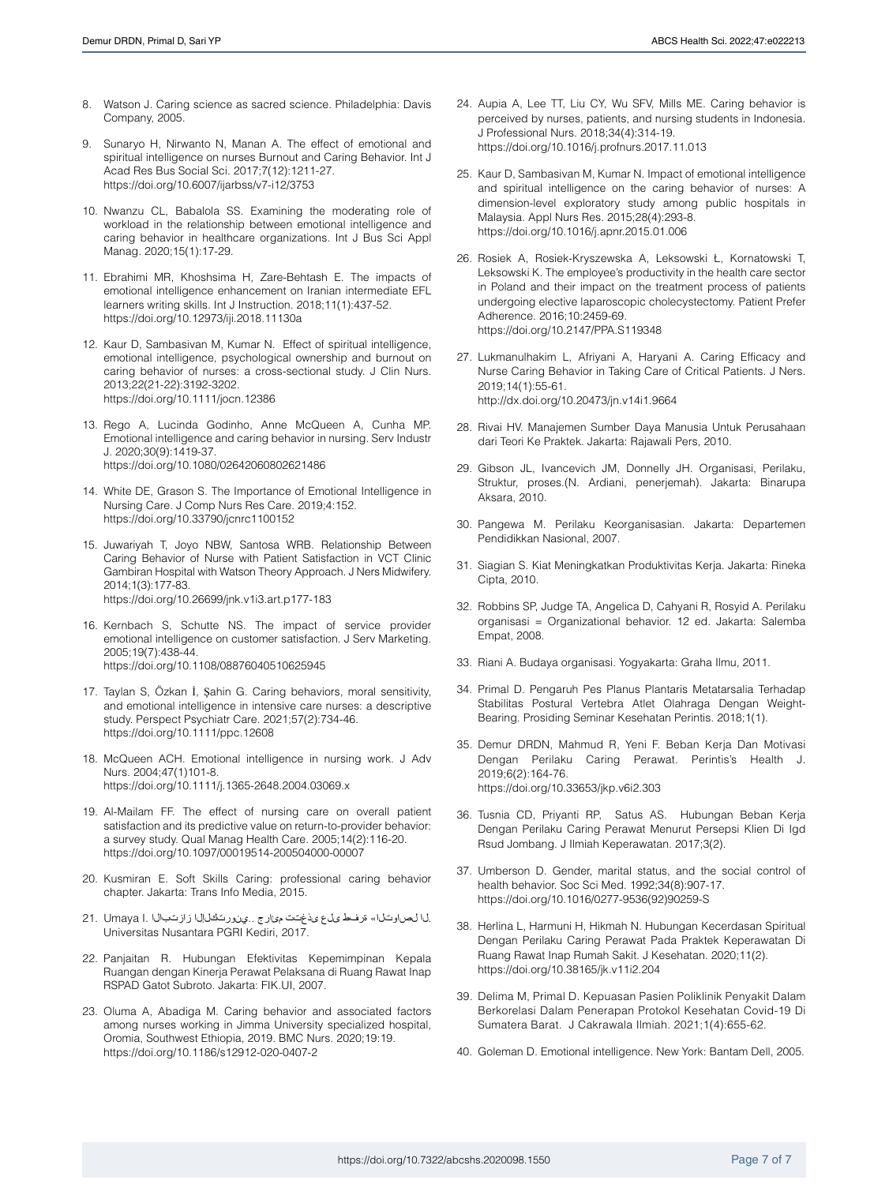8. Watson J. Caring science as sacred science. Philadelphia: Davis Company, 2005.

9. Sunaryo H, Nirwanto N, Manan A. The effect of emotional and spiritual intelligence on nurses Burnout and Caring Behavior. Int J Acad Res Bus Social Sci. 2017;7(12):1211-27. https://doi.org/10.6007/ijarbss/v7-i12/3753

10. Nwanzu CL, Babalola SS. Examining the moderating role of workload in the relationship between emotional intelligence and caring behavior in healthcare organizations. Int J Bus Sci Appl Manag. 2020;15(1):17-29.

11. Ebrahimi MR, Khoshsima H, Zare-Behtash E. The impacts of emotional intelligence enhancement on Iranian intermediate EFL learners writing skills. Int J Instruction. 2018;11(1):437-52. https://doi.org/10.12973/iji.2018.11130a

12. Kaur D, Sambasivan M, Kumar N. Effect of spiritual intelligence, emotional intelligence, psychological ownership and burnout on caring behavior of nurses: a cross-sectional study. J Clin Nurs. 2013;22(21-22):3192-3202. https://doi.org/10.1111/jocn.12386

13. Rego A, Lucinda Godinho, Anne McQueen A, Cunha MP. Emotional intelligence and caring behavior in nursing. Serv Industr J. 2020;30(9):1419-37. https://doi.org/10.1080/02642060802621486

14. White DE, Grason S. The Importance of Emotional Intelligence in Nursing Care. J Comp Nurs Res Care. 2019;4:152. https://doi.org/10.33790/jcnrc1100152

15. Juwariyah T, Joyo NBW, Santosa WRB. Relationship Between Caring Behavior of Nurse with Patient Satisfaction in VCT Clinic Gambiran Hospital with Watson Theory Approach. J Ners Midwifery. 2014;1(3):177-83. https://doi.org/10.26699/jnk.v1i3.art.p177-183

16. Kernbach S, Schutte NS. The impact of service provider emotional intelligence on customer satisfaction. J Serv Marketing. 2005;19(7):438-44. https://doi.org/10.1108/08876040510625945

17. Taylan S, Özkan İ, Şahin G. Caring behaviors, moral sensitivity, and emotional intelligence in intensive care nurses: a descriptive study. Perspect Psychiatr Care. 2021;57(2):734-46. https://doi.org/10.1111/ppc.12608

18. McQueen ACH. Emotional intelligence in nursing work. J Adv Nurs. 2004;47(1)101-8. https://doi.org/10.1111/j.1365-2648.2004.03069.x

19. Al-Mailam FF. The effect of nursing care on overall patient satisfaction and its predictive value on return-to-provider behavior: a survey study. Qual Manag Health Care. 2005;14(2):116-20. https://doi.org/10.1097/00019514-200504000-00007

20. Kusmiran E. Soft Skills Caring: professional caring behavior chapter. Jakarta: Trans Info Media, 2015.

21. Umaya I. لا لصاوتلا» قرفط ىلع ىذغتت مئارج ..ينورتكلإلا زازتبالا. Universitas Nusantara PGRI Kediri, 2017.

22. Panjaitan R. Hubungan Efektivitas Kepemimpinan Kepala Ruangan dengan Kinerja Perawat Pelaksana di Ruang Rawat Inap RSPAD Gatot Subroto. Jakarta: FIK.UI, 2007.

23. Oluma A, Abadiga M. Caring behavior and associated factors among nurses working in Jimma University specialized hospital, Oromia, Southwest Ethiopia, 2019. BMC Nurs. 2020;19:19. https://doi.org/10.1186/s12912-020-0407-2

24. Aupia A, Lee TT, Liu CY, Wu SFV, Mills ME. Caring behavior is perceived by nurses, patients, and nursing students in Indonesia. J Professional Nurs. 2018;34(4):314-19. https://doi.org/10.1016/j.profnurs.2017.11.013

25. Kaur D, Sambasivan M, Kumar N. Impact of emotional intelligence and spiritual intelligence on the caring behavior of nurses: A dimension-level exploratory study among public hospitals in Malaysia. Appl Nurs Res. 2015;28(4):293-8. https://doi.org/10.1016/j.apnr.2015.01.006

26. Rosiek A, Rosiek-Kryszewska A, Leksowski Ł, Kornatowski T, Leksowski K. The employee's productivity in the health care sector in Poland and their impact on the treatment process of patients undergoing elective laparoscopic cholecystectomy. Patient Prefer Adherence. 2016;10:2459-69. https://doi.org/10.2147/PPA.S119348

27. Lukmanulhakim L, Afriyani A, Haryani A. Caring Efficacy and Nurse Caring Behavior in Taking Care of Critical Patients. J Ners. 2019;14(1):55-61. http://dx.doi.org/10.20473/jn.v14i1.9664

28. Rivai HV. Manajemen Sumber Daya Manusia Untuk Perusahaan dari Teori Ke Praktek. Jakarta: Rajawali Pers, 2010.

29. Gibson JL, Ivancevich JM, Donnelly JH. Organisasi, Perilaku, Struktur, proses.(N. Ardiani, penerjemah). Jakarta: Binarupa Aksara, 2010.

30. Pangewa M. Perilaku Keorganisasian. Jakarta: Departemen Pendidikkan Nasional, 2007.

31. Siagian S. Kiat Meningkatkan Produktivitas Kerja. Jakarta: Rineka Cipta, 2010.

32. Robbins SP, Judge TA, Angelica D, Cahyani R, Rosyid A. Perilaku organisasi = Organizational behavior. 12 ed. Jakarta: Salemba Empat, 2008.

33. Riani A. Budaya organisasi. Yogyakarta: Graha Ilmu, 2011.

34. Primal D. Pengaruh Pes Planus Plantaris Metatarsalia Terhadap Stabilitas Postural Vertebra Atlet Olahraga Dengan Weight-Bearing. Prosiding Seminar Kesehatan Perintis. 2018;1(1).

35. Demur DRDN, Mahmud R, Yeni F. Beban Kerja Dan Motivasi Dengan Perilaku Caring Perawat. Perintis's Health J. 2019;6(2):164-76. https://doi.org/10.33653/jkp.v6i2.303

36. Tusnia CD, Priyanti RP, Satus AS. Hubungan Beban Kerja Dengan Perilaku Caring Perawat Menurut Persepsi Klien Di Igd Rsud Jombang. J Ilmiah Keperawatan. 2017;3(2).

37. Umberson D. Gender, marital status, and the social control of health behavior. Soc Sci Med. 1992;34(8):907-17. https://doi.org/10.1016/0277-9536(92)90259-S

38. Herlina L, Harmuni H, Hikmah N. Hubungan Kecerdasan Spiritual Dengan Perilaku Caring Perawat Pada Praktek Keperawatan Di Ruang Rawat Inap Rumah Sakit. J Kesehatan. 2020;11(2). https://doi.org/10.38165/jk.v11i2.204

39. Delima M, Primal D. Kepuasan Pasien Poliklinik Penyakit Dalam Berkorelasi Dalam Penerapan Protokol Kesehatan Covid-19 Di Sumatera Barat. J Cakrawala Ilmiah. 2021;1(4):655-62.

40. Goleman D. Emotional intelligence. New York: Bantam Dell, 2005.